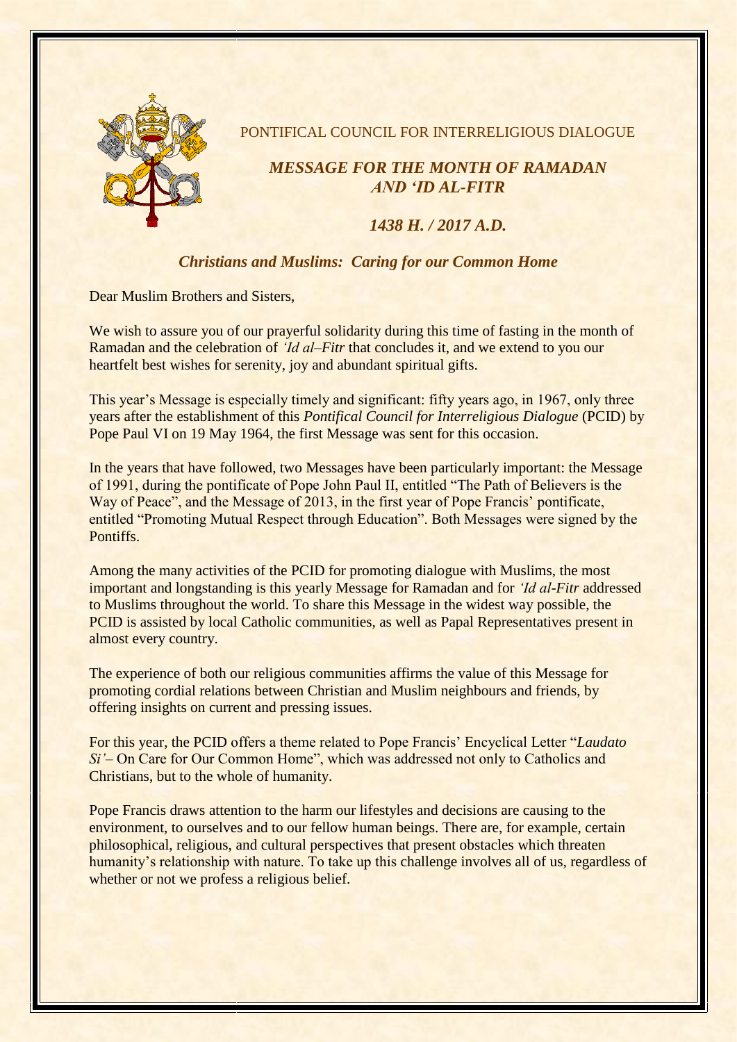PONTIFICAL COUNCIL FOR INTERRELIGIOUS DIALOGUE

## *MESSAGE FOR THE MONTH OF RAMADAN AND 'ID AL-FITR*

### *1438 H. / 2017 A.D.*

### *Christians and Muslims: Caring for our Common Home*

Dear Muslim Brothers and Sisters,

We wish to assure you of our prayerful solidarity during this time of fasting in the month of Ramadan and the celebration of *'Id al–Fitr* that concludes it, and we extend to you our heartfelt best wishes for serenity, joy and abundant spiritual gifts.

This year's Message is especially timely and significant: fifty years ago, in 1967, only three years after the establishment of this *Pontifical Council for Interreligious Dialogue* (PCID) by Pope Paul VI on 19 May 1964, the first Message was sent for this occasion.

In the years that have followed, two Messages have been particularly important: the Message of 1991, during the pontificate of Pope John Paul II, entitled "The Path of Believers is the Way of Peace", and the Message of 2013, in the first year of Pope Francis' pontificate, entitled "Promoting Mutual Respect through Education". Both Messages were signed by the Pontiffs.

Among the many activities of the PCID for promoting dialogue with Muslims, the most important and longstanding is this yearly Message for Ramadan and for *'Id al-Fitr* addressed to Muslims throughout the world. To share this Message in the widest way possible, the PCID is assisted by local Catholic communities, as well as Papal Representatives present in almost every country.

The experience of both our religious communities affirms the value of this Message for promoting cordial relations between Christian and Muslim neighbours and friends, by offering insights on current and pressing issues.

For this year, the PCID offers a theme related to Pope Francis' Encyclical Letter "*Laudato Si'*– On Care for Our Common Home", which was addressed not only to Catholics and Christians, but to the whole of humanity.

Pope Francis draws attention to the harm our lifestyles and decisions are causing to the environment, to ourselves and to our fellow human beings. There are, for example, certain philosophical, religious, and cultural perspectives that present obstacles which threaten humanity's relationship with nature. To take up this challenge involves all of us, regardless of whether or not we profess a religious belief.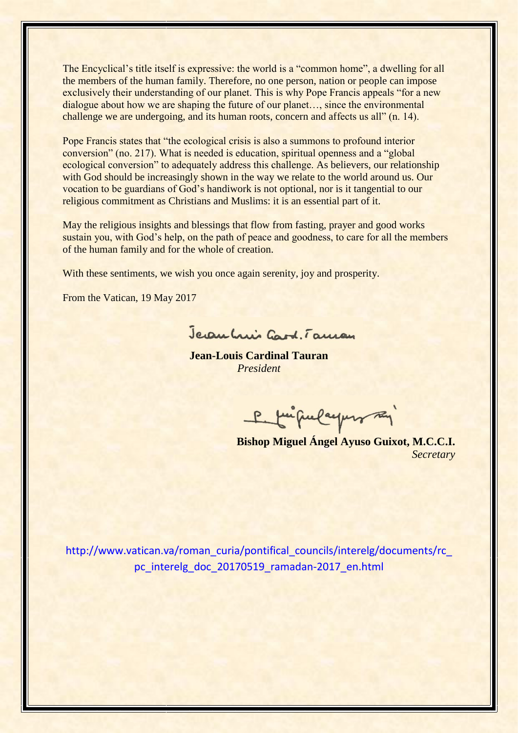The Encyclical's title itself is expressive: the world is a "common home", a dwelling for all the members of the human family. Therefore, no one person, nation or people can impose exclusively their understanding of our planet. This is why Pope Francis appeals "for a new dialogue about how we are shaping the future of our planet…, since the environmental challenge we are undergoing, and its human roots, concern and affects us all" (n. 14).

Pope Francis states that "the ecological crisis is also a summons to profound interior conversion" (no. 217). What is needed is education, spiritual openness and a "global ecological conversion" to adequately address this challenge. As believers, our relationship with God should be increasingly shown in the way we relate to the world around us. Our vocation to be guardians of God's handiwork is not optional, nor is it tangential to our religious commitment as Christians and Muslims: it is an essential part of it.

May the religious insights and blessings that flow from fasting, prayer and good works sustain you, with God's help, on the path of peace and goodness, to care for all the members of the human family and for the whole of creation.

With these sentiments, we wish you once again serenity, joy and prosperity.

From the Vatican, 19 May 2017

**Jean-Louis Cardinal Tauran**
*President*

**Bishop Miguel Ángel Ayuso Guixot, M.C.C.I.**
*Secretary*

http://www.vatican.va/roman_curia/pontifical_councils/interelg/documents/rc_pc_interelg_doc_20170519_ramadan-2017_en.html